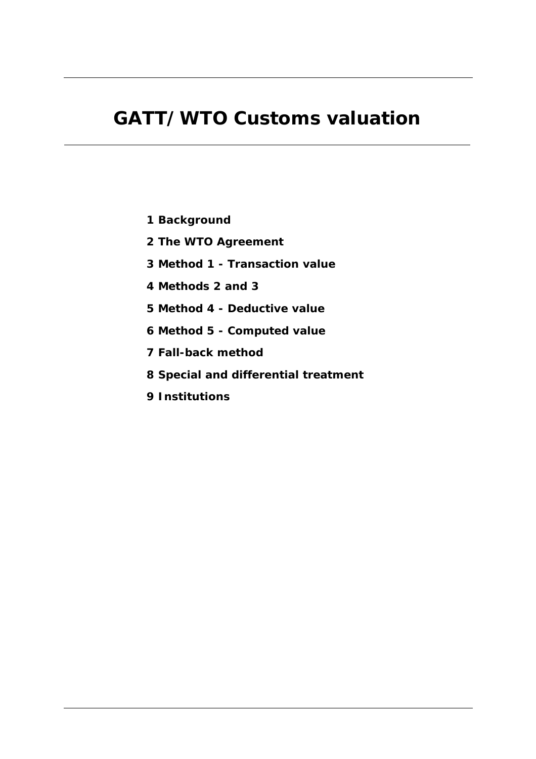# GATT/WTO Customs valuation

**1 Background**

**2 The WTO Agreement**

**3 Method 1 - Transaction value**

**4 Methods 2 and 3**

**5 Method 4 - Deductive value**

**6 Method 5 - Computed value**

**7 Fall-back method**

**8 Special and differential treatment**

**9 Institutions**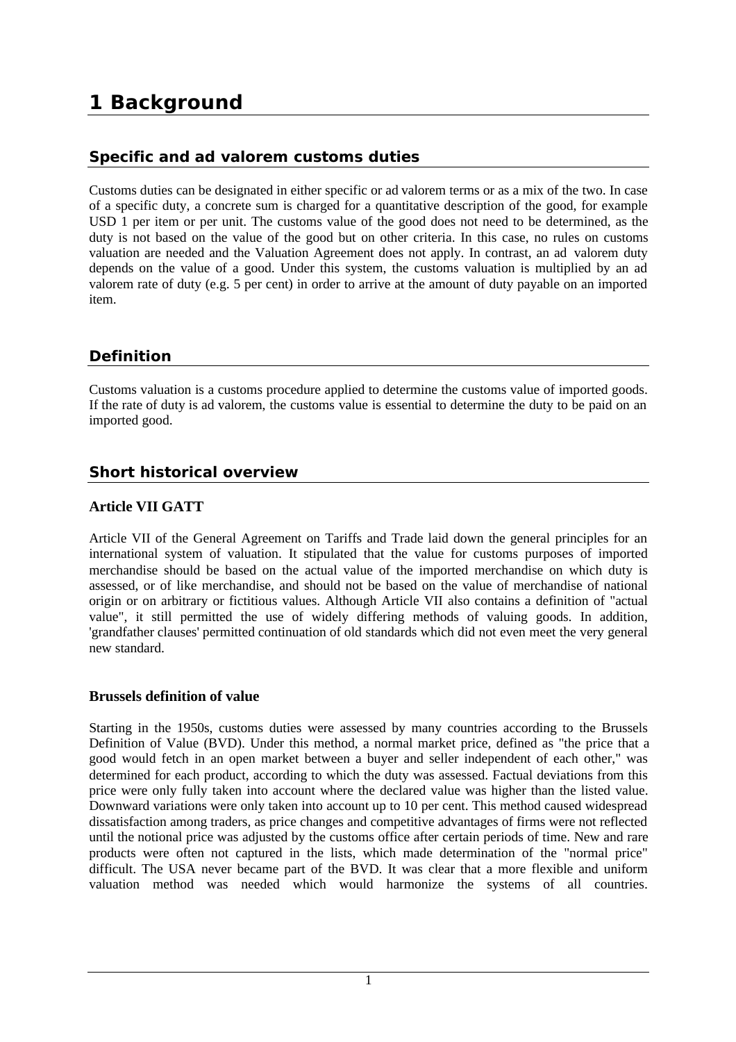# 1 Background

## Specific and ad valorem customs duties

Customs duties can be designated in either specific or ad valorem terms or as a mix of the two. In case of a specific duty, a concrete sum is charged for a quantitative description of the good, for example USD 1 per item or per unit. The customs value of the good does not need to be determined, as the duty is not based on the value of the good but on other criteria. In this case, no rules on customs valuation are needed and the Valuation Agreement does not apply. In contrast, an ad valorem duty depends on the value of a good. Under this system, the customs valuation is multiplied by an ad valorem rate of duty (e.g. 5 per cent) in order to arrive at the amount of duty payable on an imported item.

## Definition

Customs valuation is a customs procedure applied to determine the customs value of imported goods. If the rate of duty is ad valorem, the customs value is essential to determine the duty to be paid on an imported good.

## Short historical overview

### Article VII GATT

Article VII of the General Agreement on Tariffs and Trade laid down the general principles for an international system of valuation. It stipulated that the value for customs purposes of imported merchandise should be based on the actual value of the imported merchandise on which duty is assessed, or of like merchandise, and should not be based on the value of merchandise of national origin or on arbitrary or fictitious values. Although Article VII also contains a definition of "actual value", it still permitted the use of widely differing methods of valuing goods. In addition, 'grandfather clauses' permitted continuation of old standards which did not even meet the very general new standard.

### Brussels definition of value

Starting in the 1950s, customs duties were assessed by many countries according to the Brussels Definition of Value (BVD). Under this method, a normal market price, defined as "the price that a good would fetch in an open market between a buyer and seller independent of each other," was determined for each product, according to which the duty was assessed. Factual deviations from this price were only fully taken into account where the declared value was higher than the listed value. Downward variations were only taken into account up to 10 per cent. This method caused widespread dissatisfaction among traders, as price changes and competitive advantages of firms were not reflected until the notional price was adjusted by the customs office after certain periods of time. New and rare products were often not captured in the lists, which made determination of the "normal price" difficult. The USA never became part of the BVD. It was clear that a more flexible and uniform valuation method was needed which would harmonize the systems of all countries.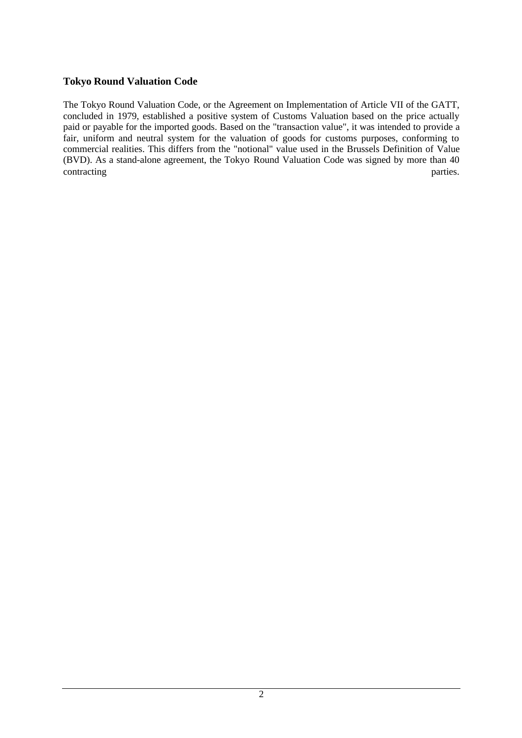## Tokyo Round Valuation Code

The Tokyo Round Valuation Code, or the Agreement on Implementation of Article VII of the GATT, concluded in 1979, established a positive system of Customs Valuation based on the price actually paid or payable for the imported goods. Based on the "transaction value", it was intended to provide a fair, uniform and neutral system for the valuation of goods for customs purposes, conforming to commercial realities. This differs from the "notional" value used in the Brussels Definition of Value (BVD). As a stand-alone agreement, the Tokyo Round Valuation Code was signed by more than 40 contracting parties.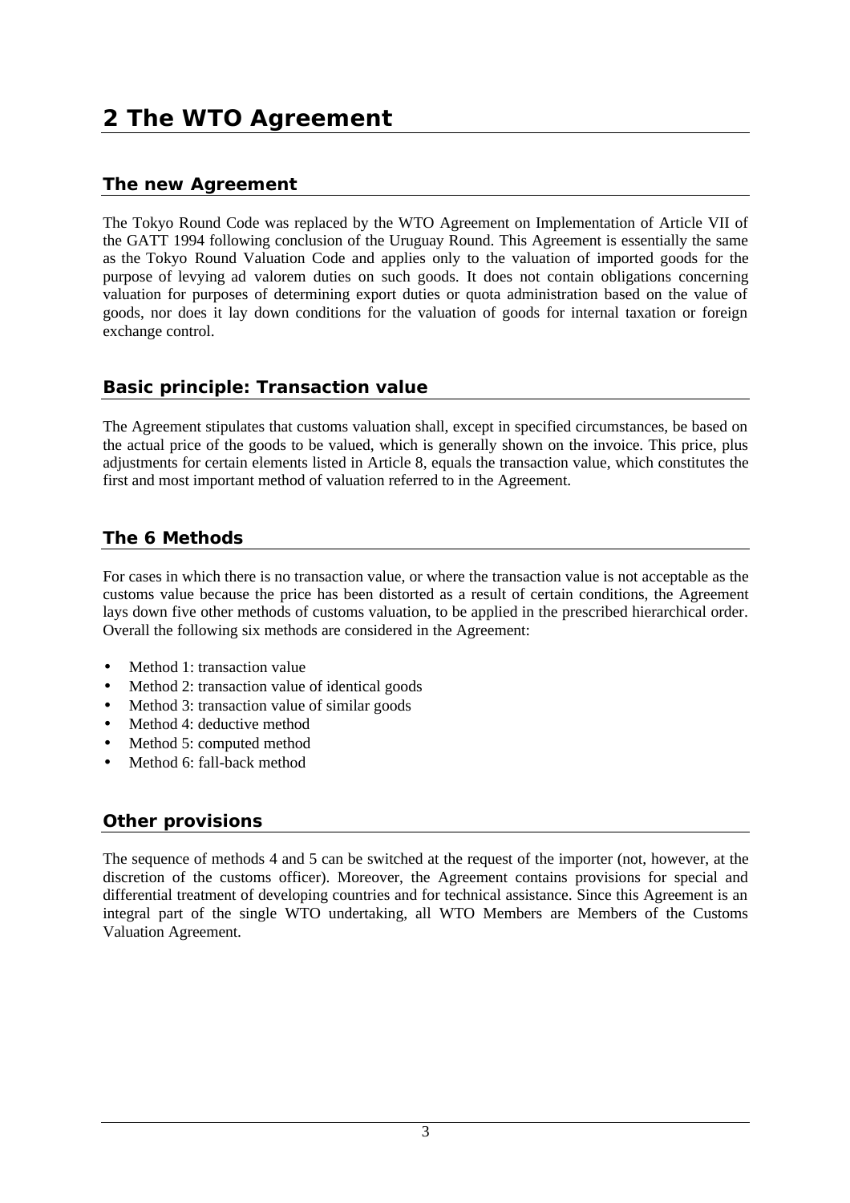# 2 The WTO Agreement

## The new Agreement

The Tokyo Round Code was replaced by the WTO Agreement on Implementation of Article VII of the GATT 1994 following conclusion of the Uruguay Round. This Agreement is essentially the same as the Tokyo Round Valuation Code and applies only to the valuation of imported goods for the purpose of levying ad valorem duties on such goods. It does not contain obligations concerning valuation for purposes of determining export duties or quota administration based on the value of goods, nor does it lay down conditions for the valuation of goods for internal taxation or foreign exchange control.

## Basic principle: Transaction value

The Agreement stipulates that customs valuation shall, except in specified circumstances, be based on the actual price of the goods to be valued, which is generally shown on the invoice. This price, plus adjustments for certain elements listed in Article 8, equals the transaction value, which constitutes the first and most important method of valuation referred to in the Agreement.

## The 6 Methods

For cases in which there is no transaction value, or where the transaction value is not acceptable as the customs value because the price has been distorted as a result of certain conditions, the Agreement lays down five other methods of customs valuation, to be applied in the prescribed hierarchical order. Overall the following six methods are considered in the Agreement:

- Method 1: transaction value
- Method 2: transaction value of identical goods
- Method 3: transaction value of similar goods
- Method 4: deductive method
- Method 5: computed method
- Method 6: fall-back method

## Other provisions

The sequence of methods 4 and 5 can be switched at the request of the importer (not, however, at the discretion of the customs officer). Moreover, the Agreement contains provisions for special and differential treatment of developing countries and for technical assistance. Since this Agreement is an integral part of the single WTO undertaking, all WTO Members are Members of the Customs Valuation Agreement.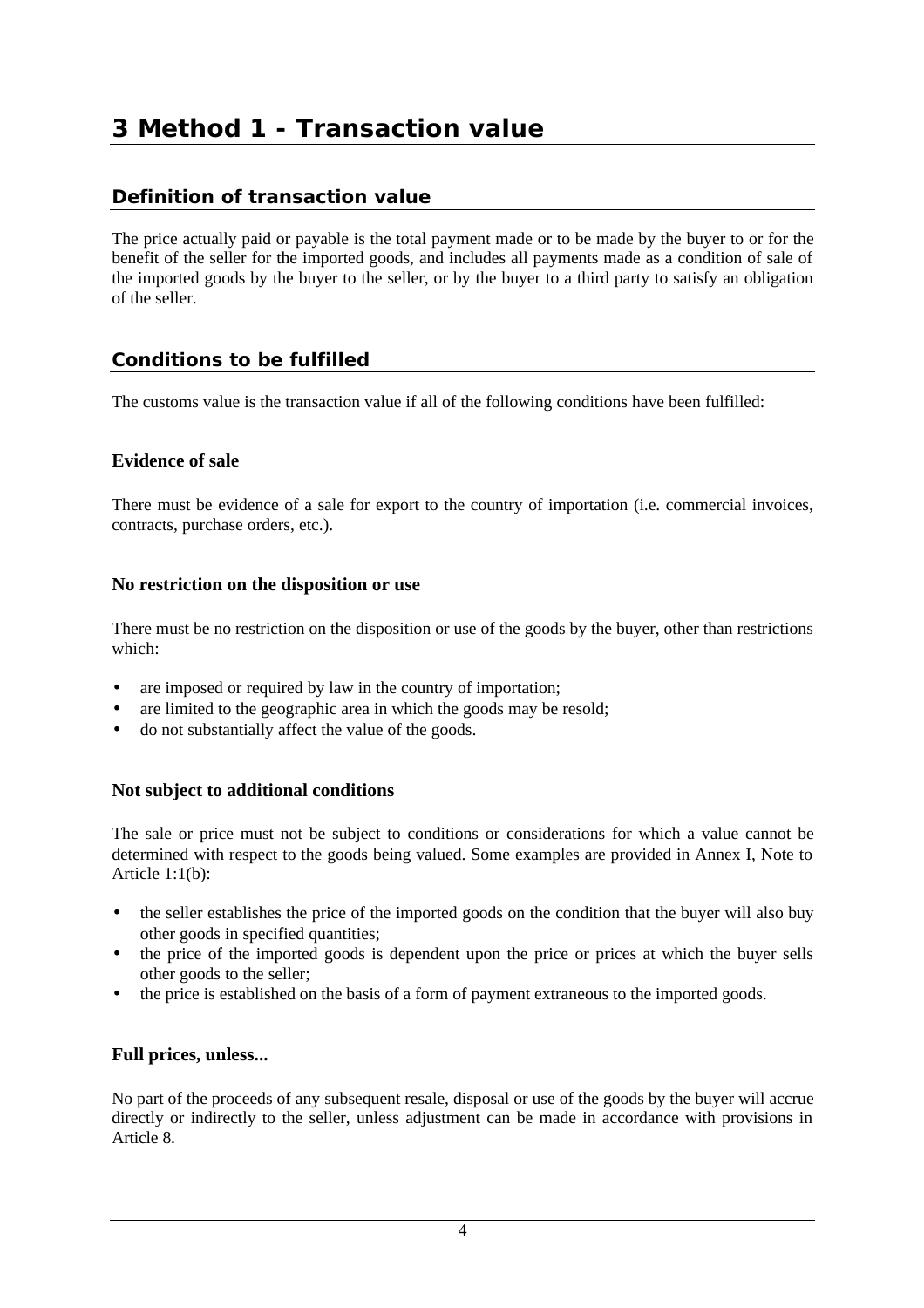# 3 Method 1 - Transaction value

## Definition of transaction value

The price actually paid or payable is the total payment made or to be made by the buyer to or for the benefit of the seller for the imported goods, and includes all payments made as a condition of sale of the imported goods by the buyer to the seller, or by the buyer to a third party to satisfy an obligation of the seller.

## Conditions to be fulfilled

The customs value is the transaction value if all of the following conditions have been fulfilled:

### Evidence of sale

There must be evidence of a sale for export to the country of importation (i.e. commercial invoices, contracts, purchase orders, etc.).

### No restriction on the disposition or use

There must be no restriction on the disposition or use of the goods by the buyer, other than restrictions which:

- are imposed or required by law in the country of importation;
- are limited to the geographic area in which the goods may be resold;
- do not substantially affect the value of the goods.

### Not subject to additional conditions

The sale or price must not be subject to conditions or considerations for which a value cannot be determined with respect to the goods being valued. Some examples are provided in Annex I, Note to Article 1:1(b):

- the seller establishes the price of the imported goods on the condition that the buyer will also buy other goods in specified quantities;
- the price of the imported goods is dependent upon the price or prices at which the buyer sells other goods to the seller;
- the price is established on the basis of a form of payment extraneous to the imported goods.

### Full prices, unless...

No part of the proceeds of any subsequent resale, disposal or use of the goods by the buyer will accrue directly or indirectly to the seller, unless adjustment can be made in accordance with provisions in Article 8.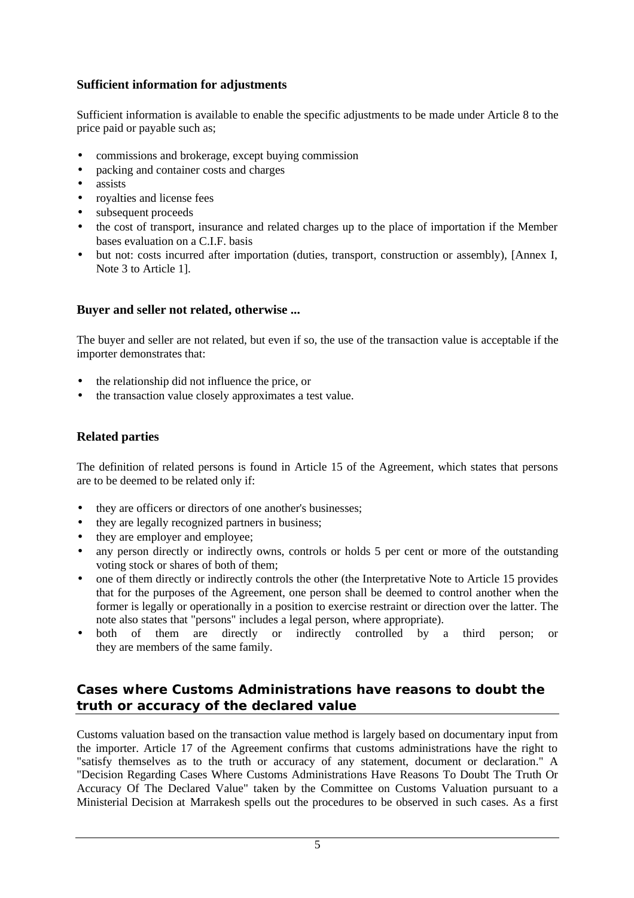### Sufficient information for adjustments

Sufficient information is available to enable the specific adjustments to be made under Article 8 to the price paid or payable such as;

- commissions and brokerage, except buying commission
- packing and container costs and charges
- assists
- royalties and license fees
- subsequent proceeds
- the cost of transport, insurance and related charges up to the place of importation if the Member bases evaluation on a C.I.F. basis
- but not: costs incurred after importation (duties, transport, construction or assembly), [Annex I, Note 3 to Article 1].

### Buyer and seller not related, otherwise ...

The buyer and seller are not related, but even if so, the use of the transaction value is acceptable if the importer demonstrates that:

- the relationship did not influence the price, or
- the transaction value closely approximates a test value.

### Related parties

The definition of related persons is found in Article 15 of the Agreement, which states that persons are to be deemed to be related only if:

- they are officers or directors of one another's businesses;
- they are legally recognized partners in business;
- they are employer and employee;
- any person directly or indirectly owns, controls or holds 5 per cent or more of the outstanding voting stock or shares of both of them;
- one of them directly or indirectly controls the other (the Interpretative Note to Article 15 provides that for the purposes of the Agreement, one person shall be deemed to control another when the former is legally or operationally in a position to exercise restraint or direction over the latter. The note also states that "persons" includes a legal person, where appropriate).
- both of them are directly or indirectly controlled by a third person; or they are members of the same family.

## Cases where Customs Administrations have reasons to doubt the truth or accuracy of the declared value

Customs valuation based on the transaction value method is largely based on documentary input from the importer. Article 17 of the Agreement confirms that customs administrations have the right to "satisfy themselves as to the truth or accuracy of any statement, document or declaration." A "Decision Regarding Cases Where Customs Administrations Have Reasons To Doubt The Truth Or Accuracy Of The Declared Value" taken by the Committee on Customs Valuation pursuant to a Ministerial Decision at Marrakesh spells out the procedures to be observed in such cases. As a first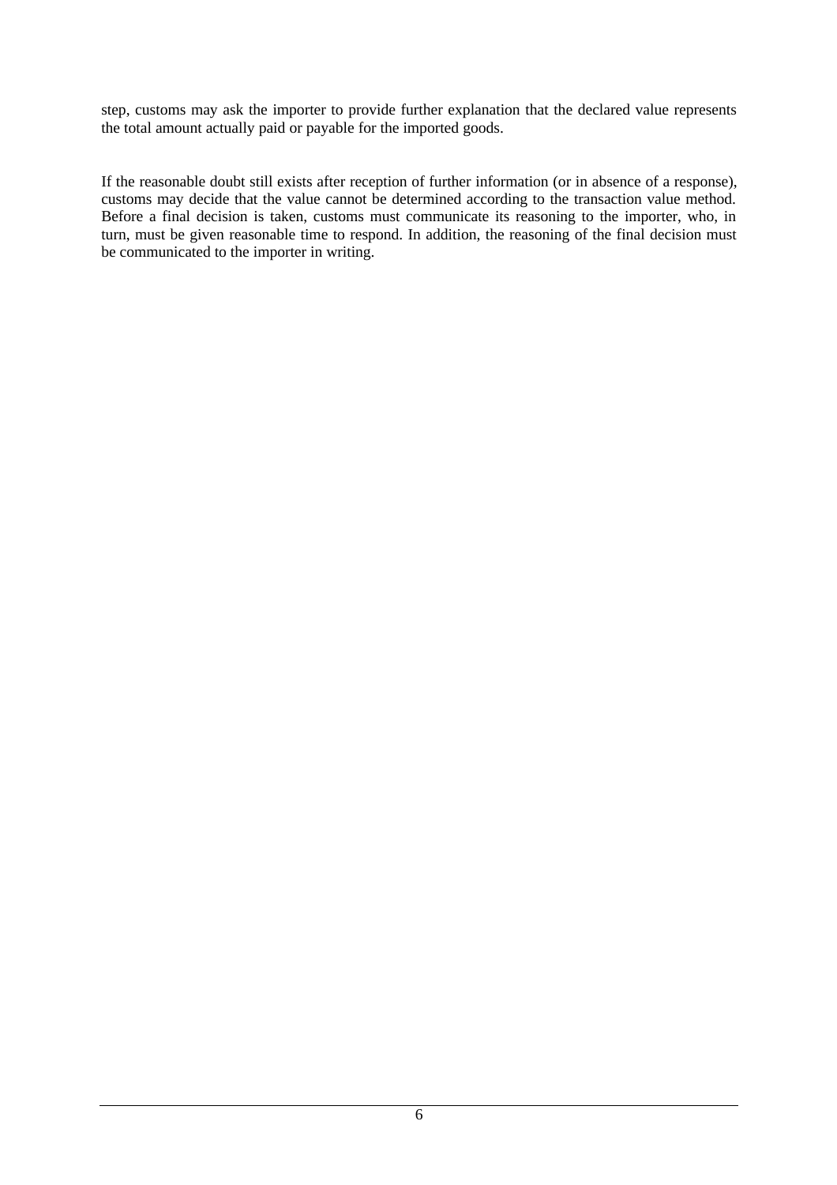step, customs may ask the importer to provide further explanation that the declared value represents the total amount actually paid or payable for the imported goods.

If the reasonable doubt still exists after reception of further information (or in absence of a response), customs may decide that the value cannot be determined according to the transaction value method. Before a final decision is taken, customs must communicate its reasoning to the importer, who, in turn, must be given reasonable time to respond. In addition, the reasoning of the final decision must be communicated to the importer in writing.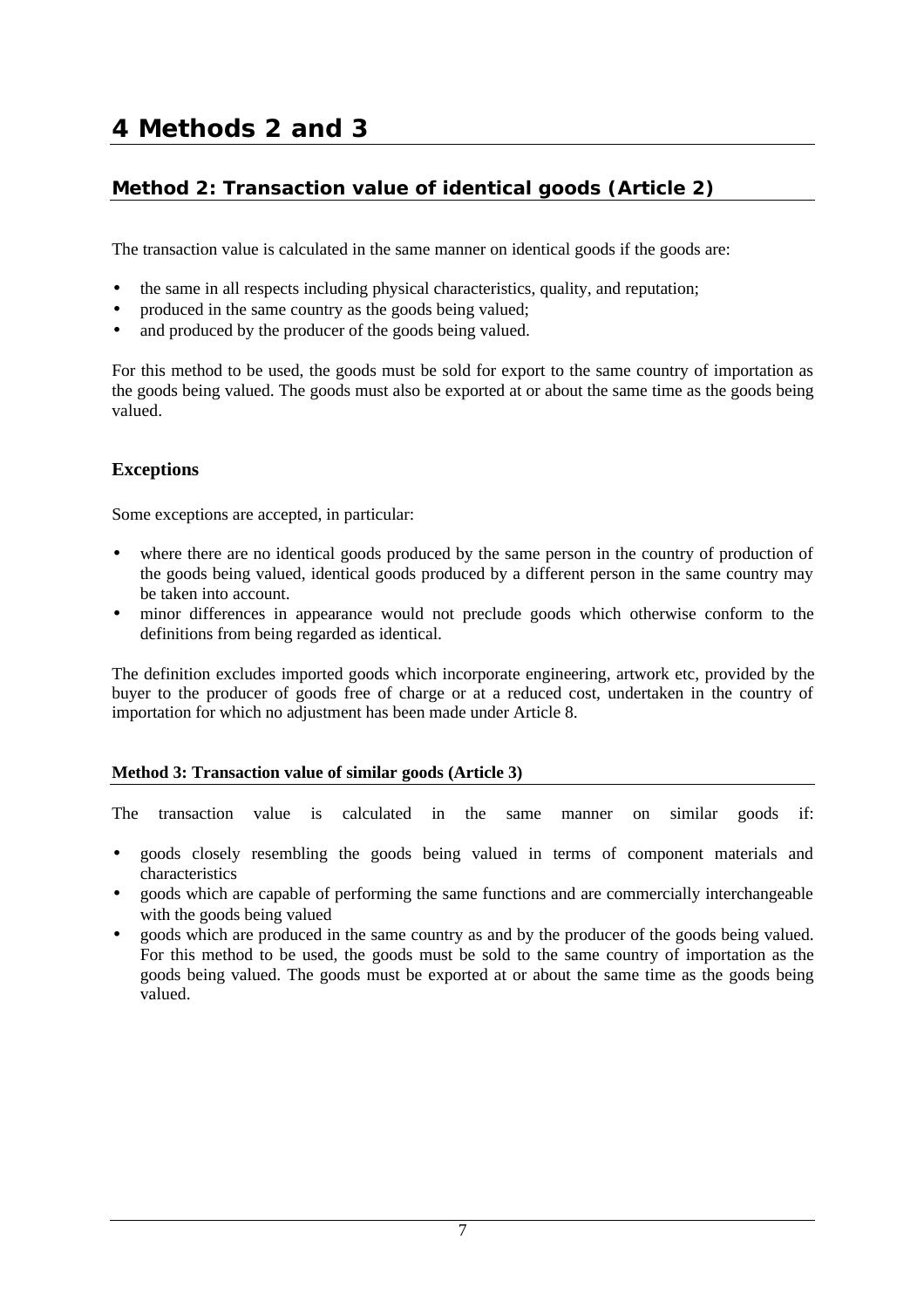# 4 Methods 2 and 3

## Method 2: Transaction value of identical goods (Article 2)

The transaction value is calculated in the same manner on identical goods if the goods are:

- the same in all respects including physical characteristics, quality, and reputation;
- produced in the same country as the goods being valued;
- and produced by the producer of the goods being valued.

For this method to be used, the goods must be sold for export to the same country of importation as the goods being valued. The goods must also be exported at or about the same time as the goods being valued.

### Exceptions

Some exceptions are accepted, in particular:

- where there are no identical goods produced by the same person in the country of production of the goods being valued, identical goods produced by a different person in the same country may be taken into account.
- minor differences in appearance would not preclude goods which otherwise conform to the definitions from being regarded as identical.

The definition excludes imported goods which incorporate engineering, artwork etc, provided by the buyer to the producer of goods free of charge or at a reduced cost, undertaken in the country of importation for which no adjustment has been made under Article 8.

### Method 3: Transaction value of similar goods (Article 3)

The transaction value is calculated in the same manner on similar goods if:

- goods closely resembling the goods being valued in terms of component materials and characteristics
- goods which are capable of performing the same functions and are commercially interchangeable with the goods being valued
- goods which are produced in the same country as and by the producer of the goods being valued. For this method to be used, the goods must be sold to the same country of importation as the goods being valued. The goods must be exported at or about the same time as the goods being valued.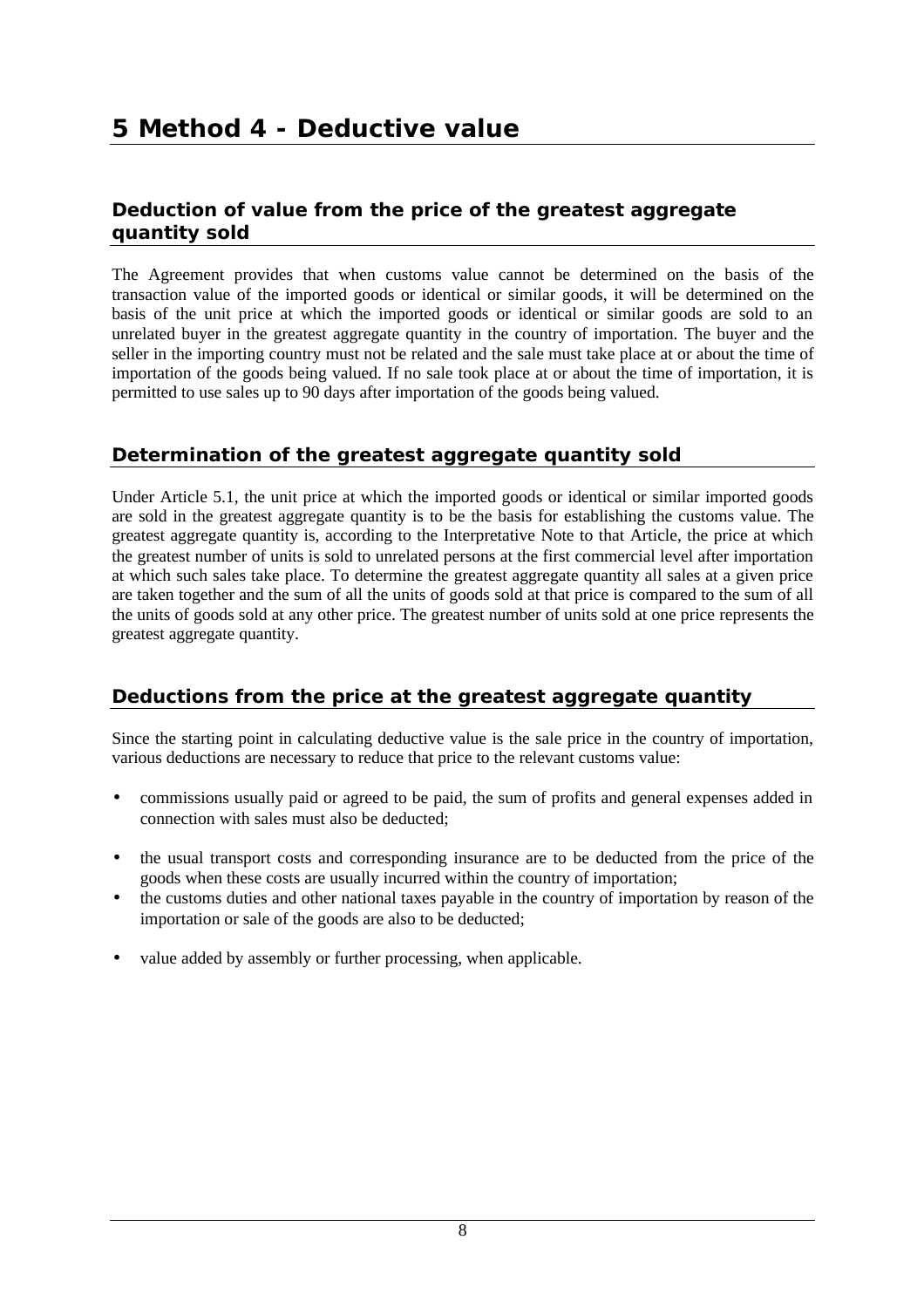# 5 Method 4 - Deductive value

## Deduction of value from the price of the greatest aggregate quantity sold

The Agreement provides that when customs value cannot be determined on the basis of the transaction value of the imported goods or identical or similar goods, it will be determined on the basis of the unit price at which the imported goods or identical or similar goods are sold to an unrelated buyer in the greatest aggregate quantity in the country of importation. The buyer and the seller in the importing country must not be related and the sale must take place at or about the time of importation of the goods being valued. If no sale took place at or about the time of importation, it is permitted to use sales up to 90 days after importation of the goods being valued.

## Determination of the greatest aggregate quantity sold

Under Article 5.1, the unit price at which the imported goods or identical or similar imported goods are sold in the greatest aggregate quantity is to be the basis for establishing the customs value. The greatest aggregate quantity is, according to the Interpretative Note to that Article, the price at which the greatest number of units is sold to unrelated persons at the first commercial level after importation at which such sales take place. To determine the greatest aggregate quantity all sales at a given price are taken together and the sum of all the units of goods sold at that price is compared to the sum of all the units of goods sold at any other price. The greatest number of units sold at one price represents the greatest aggregate quantity.

## Deductions from the price at the greatest aggregate quantity

Since the starting point in calculating deductive value is the sale price in the country of importation, various deductions are necessary to reduce that price to the relevant customs value:

- commissions usually paid or agreed to be paid, the sum of profits and general expenses added in connection with sales must also be deducted;
- the usual transport costs and corresponding insurance are to be deducted from the price of the goods when these costs are usually incurred within the country of importation;
- the customs duties and other national taxes payable in the country of importation by reason of the importation or sale of the goods are also to be deducted;
- value added by assembly or further processing, when applicable.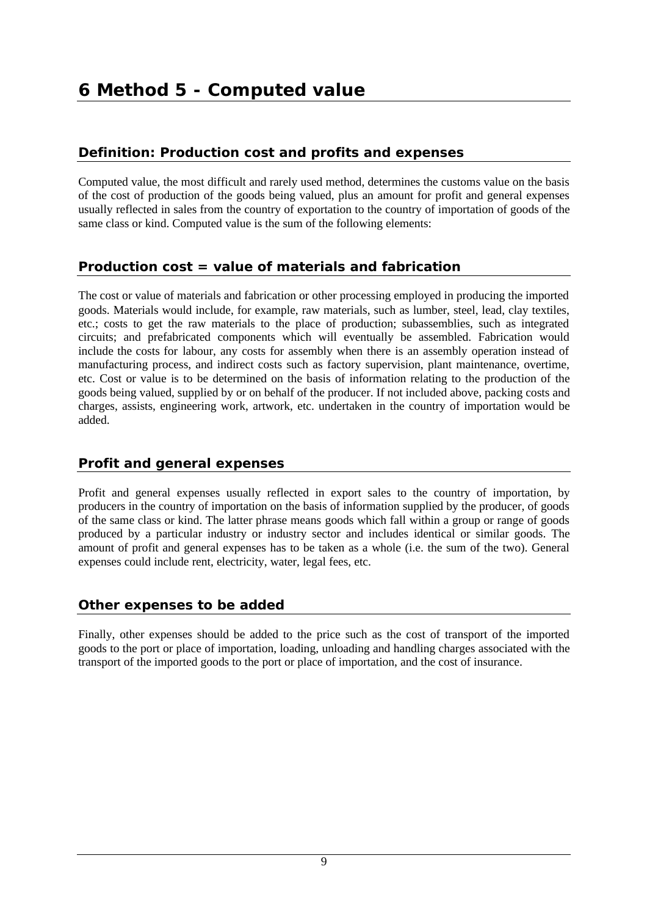# 6 Method 5 - Computed value

## Definition: Production cost and profits and expenses

Computed value, the most difficult and rarely used method, determines the customs value on the basis of the cost of production of the goods being valued, plus an amount for profit and general expenses usually reflected in sales from the country of exportation to the country of importation of goods of the same class or kind. Computed value is the sum of the following elements:

## Production cost = value of materials and fabrication

The cost or value of materials and fabrication or other processing employed in producing the imported goods. Materials would include, for example, raw materials, such as lumber, steel, lead, clay textiles, etc.; costs to get the raw materials to the place of production; subassemblies, such as integrated circuits; and prefabricated components which will eventually be assembled. Fabrication would include the costs for labour, any costs for assembly when there is an assembly operation instead of manufacturing process, and indirect costs such as factory supervision, plant maintenance, overtime, etc. Cost or value is to be determined on the basis of information relating to the production of the goods being valued, supplied by or on behalf of the producer. If not included above, packing costs and charges, assists, engineering work, artwork, etc. undertaken in the country of importation would be added.

## Profit and general expenses

Profit and general expenses usually reflected in export sales to the country of importation, by producers in the country of importation on the basis of information supplied by the producer, of goods of the same class or kind. The latter phrase means goods which fall within a group or range of goods produced by a particular industry or industry sector and includes identical or similar goods. The amount of profit and general expenses has to be taken as a whole (i.e. the sum of the two). General expenses could include rent, electricity, water, legal fees, etc.

## Other expenses to be added

Finally, other expenses should be added to the price such as the cost of transport of the imported goods to the port or place of importation, loading, unloading and handling charges associated with the transport of the imported goods to the port or place of importation, and the cost of insurance.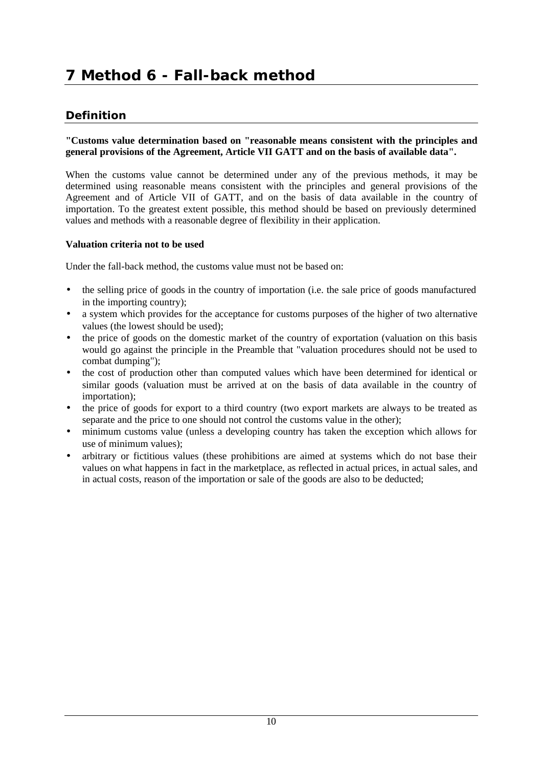# 7 Method 6 - Fall-back method

## Definition

**"Customs value determination based on "reasonable means consistent with the principles and general provisions of the Agreement, Article VII GATT and on the basis of available data".**

When the customs value cannot be determined under any of the previous methods, it may be determined using reasonable means consistent with the principles and general provisions of the Agreement and of Article VII of GATT, and on the basis of data available in the country of importation. To the greatest extent possible, this method should be based on previously determined values and methods with a reasonable degree of flexibility in their application.

**Valuation criteria not to be used**

Under the fall-back method, the customs value must not be based on:

- the selling price of goods in the country of importation (i.e. the sale price of goods manufactured in the importing country);
- a system which provides for the acceptance for customs purposes of the higher of two alternative values (the lowest should be used);
- the price of goods on the domestic market of the country of exportation (valuation on this basis would go against the principle in the Preamble that "valuation procedures should not be used to combat dumping");
- the cost of production other than computed values which have been determined for identical or similar goods (valuation must be arrived at on the basis of data available in the country of importation);
- the price of goods for export to a third country (two export markets are always to be treated as separate and the price to one should not control the customs value in the other);
- minimum customs value (unless a developing country has taken the exception which allows for use of minimum values);
- arbitrary or fictitious values (these prohibitions are aimed at systems which do not base their values on what happens in fact in the marketplace, as reflected in actual prices, in actual sales, and in actual costs, reason of the importation or sale of the goods are also to be deducted;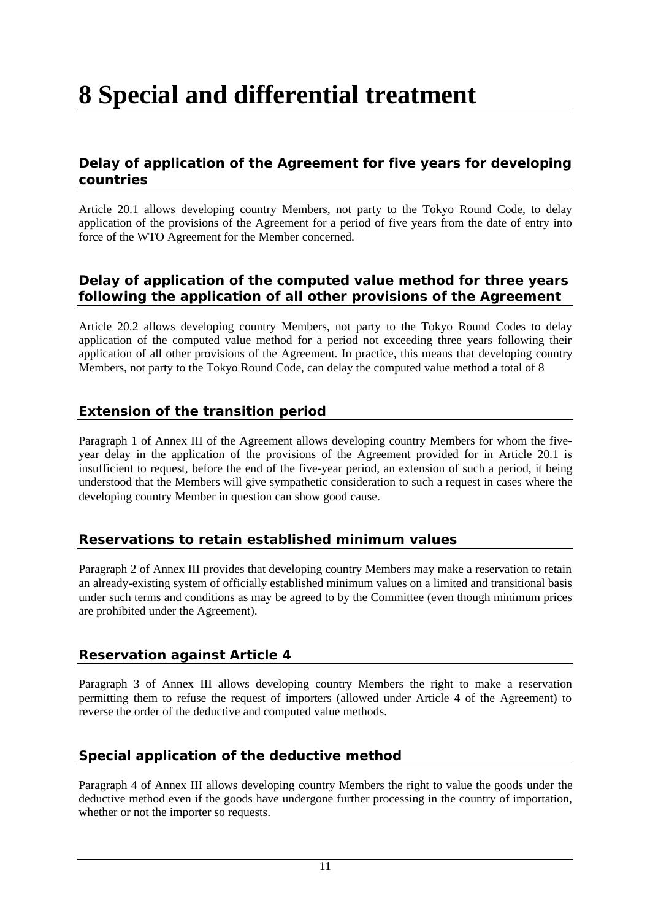# 8 Special and differential treatment

## Delay of application of the Agreement for five years for developing countries

Article 20.1 allows developing country Members, not party to the Tokyo Round Code, to delay application of the provisions of the Agreement for a period of five years from the date of entry into force of the WTO Agreement for the Member concerned.

## Delay of application of the computed value method for three years following the application of all other provisions of the Agreement

Article 20.2 allows developing country Members, not party to the Tokyo Round Codes to delay application of the computed value method for a period not exceeding three years following their application of all other provisions of the Agreement. In practice, this means that developing country Members, not party to the Tokyo Round Code, can delay the computed value method a total of 8

## Extension of the transition period

Paragraph 1 of Annex III of the Agreement allows developing country Members for whom the five-year delay in the application of the provisions of the Agreement provided for in Article 20.1 is insufficient to request, before the end of the five-year period, an extension of such a period, it being understood that the Members will give sympathetic consideration to such a request in cases where the developing country Member in question can show good cause.

## Reservations to retain established minimum values

Paragraph 2 of Annex III provides that developing country Members may make a reservation to retain an already-existing system of officially established minimum values on a limited and transitional basis under such terms and conditions as may be agreed to by the Committee (even though minimum prices are prohibited under the Agreement).

## Reservation against Article 4

Paragraph 3 of Annex III allows developing country Members the right to make a reservation permitting them to refuse the request of importers (allowed under Article 4 of the Agreement) to reverse the order of the deductive and computed value methods.

## Special application of the deductive method

Paragraph 4 of Annex III allows developing country Members the right to value the goods under the deductive method even if the goods have undergone further processing in the country of importation, whether or not the importer so requests.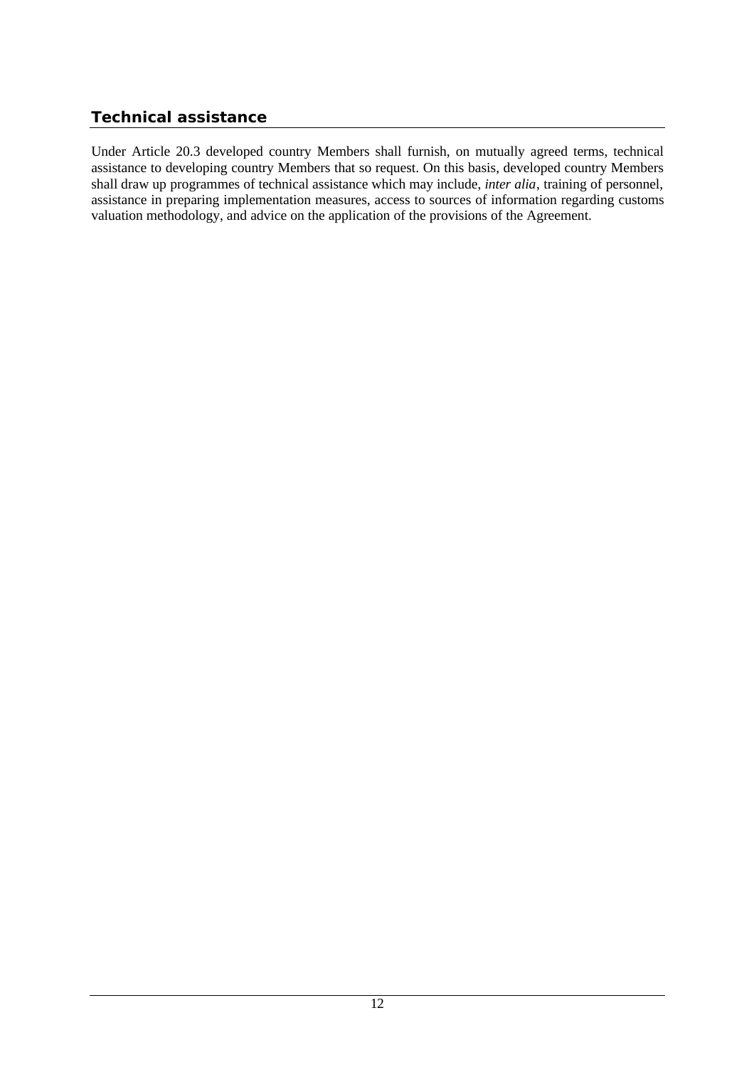## Technical assistance

Under Article 20.3 developed country Members shall furnish, on mutually agreed terms, technical assistance to developing country Members that so request. On this basis, developed country Members shall draw up programmes of technical assistance which may include, *inter alia*, training of personnel, assistance in preparing implementation measures, access to sources of information regarding customs valuation methodology, and advice on the application of the provisions of the Agreement.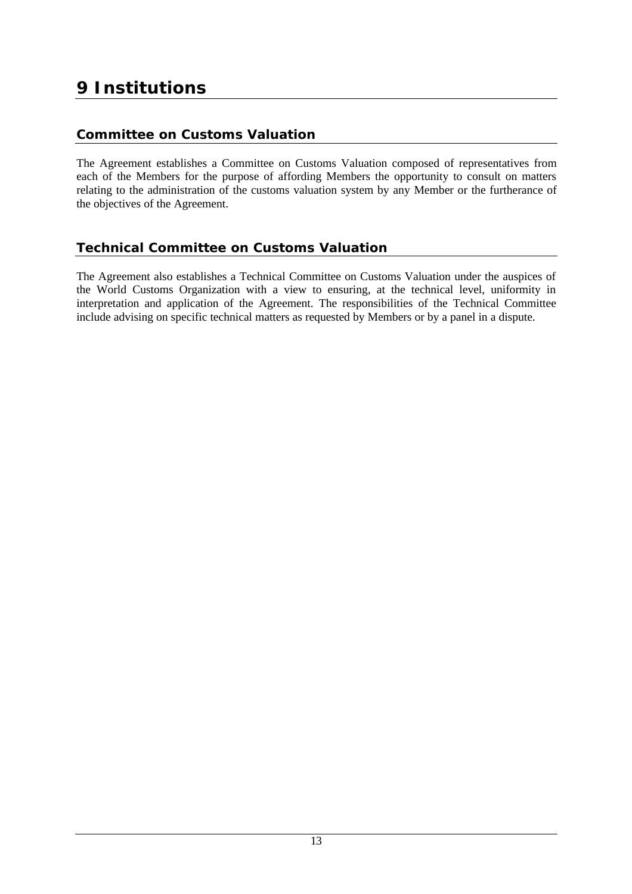# 9 Institutions

## Committee on Customs Valuation

The Agreement establishes a Committee on Customs Valuation composed of representatives from each of the Members for the purpose of affording Members the opportunity to consult on matters relating to the administration of the customs valuation system by any Member or the furtherance of the objectives of the Agreement.

## Technical Committee on Customs Valuation

The Agreement also establishes a Technical Committee on Customs Valuation under the auspices of the World Customs Organization with a view to ensuring, at the technical level, uniformity in interpretation and application of the Agreement. The responsibilities of the Technical Committee include advising on specific technical matters as requested by Members or by a panel in a dispute.